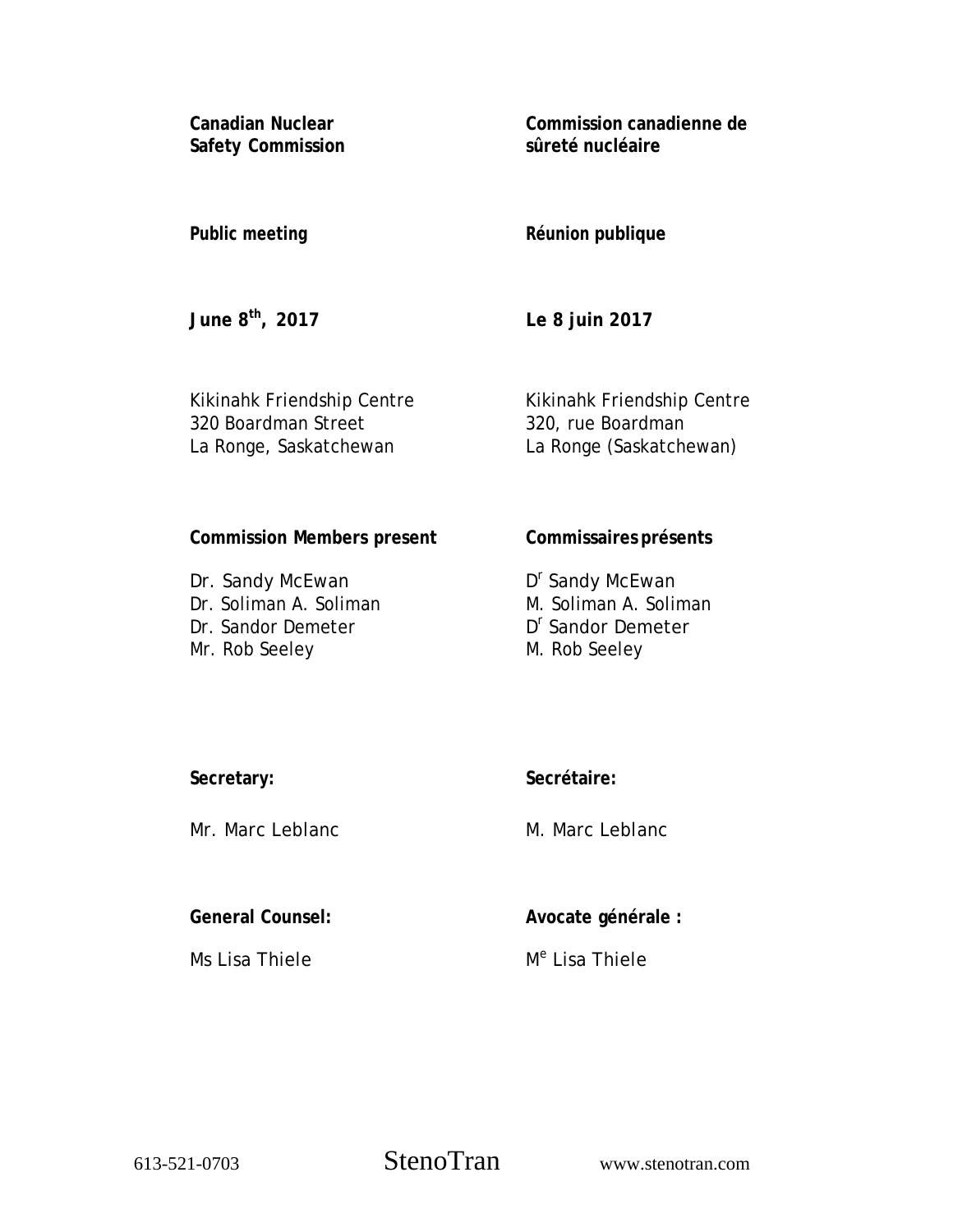**Canadian Nuclear Safety Commission**

**Commission canadienne de sûreté nucléaire**

**Public meeting**

**Réunion publique**

**June 8th, 2017**

**Le 8 juin 2017**

Kikinahk Friendship Centre
320 Boardman Street
La Ronge, Saskatchewan

Kikinahk Friendship Centre
320, rue Boardman
La Ronge (Saskatchewan)

**Commission Members present**

Dr. Sandy McEwan
Dr. Soliman A. Soliman
Dr. Sandor Demeter
Mr. Rob Seeley

**Commissaires présents**

Dr Sandy McEwan
M. Soliman A. Soliman
Dr Sandor Demeter
M. Rob Seeley

**Secretary:**

Mr. Marc Leblanc

**Secrétaire:**

M. Marc Leblanc

**General Counsel:**

Ms Lisa Thiele

**Avocate générale :**

Me Lisa Thiele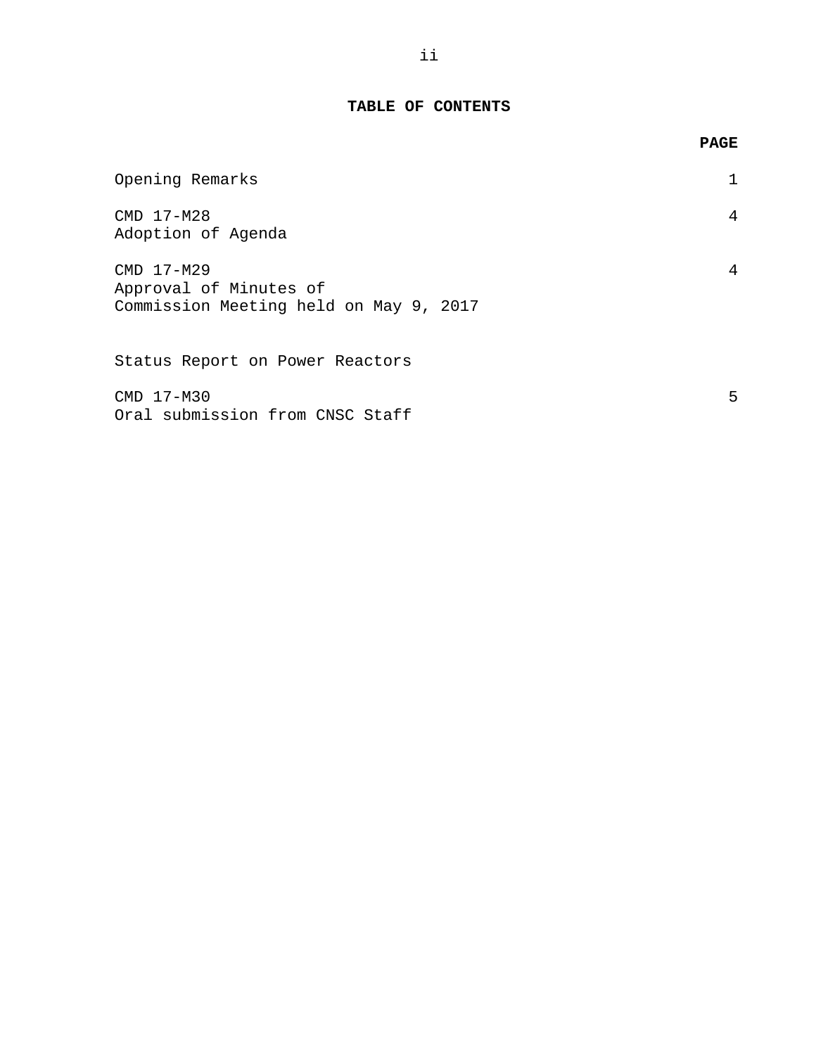# TABLE OF CONTENTS

| | PAGE |
|---|---|
| Opening Remarks | 1 |
| CMD 17-M28<br>Adoption of Agenda | 4 |
| CMD 17-M29<br>Approval of Minutes of<br>Commission Meeting held on May 9, 2017 | 4 |
| Status Report on Power Reactors | |
| CMD 17-M30<br>Oral submission from CNSC Staff | 5 |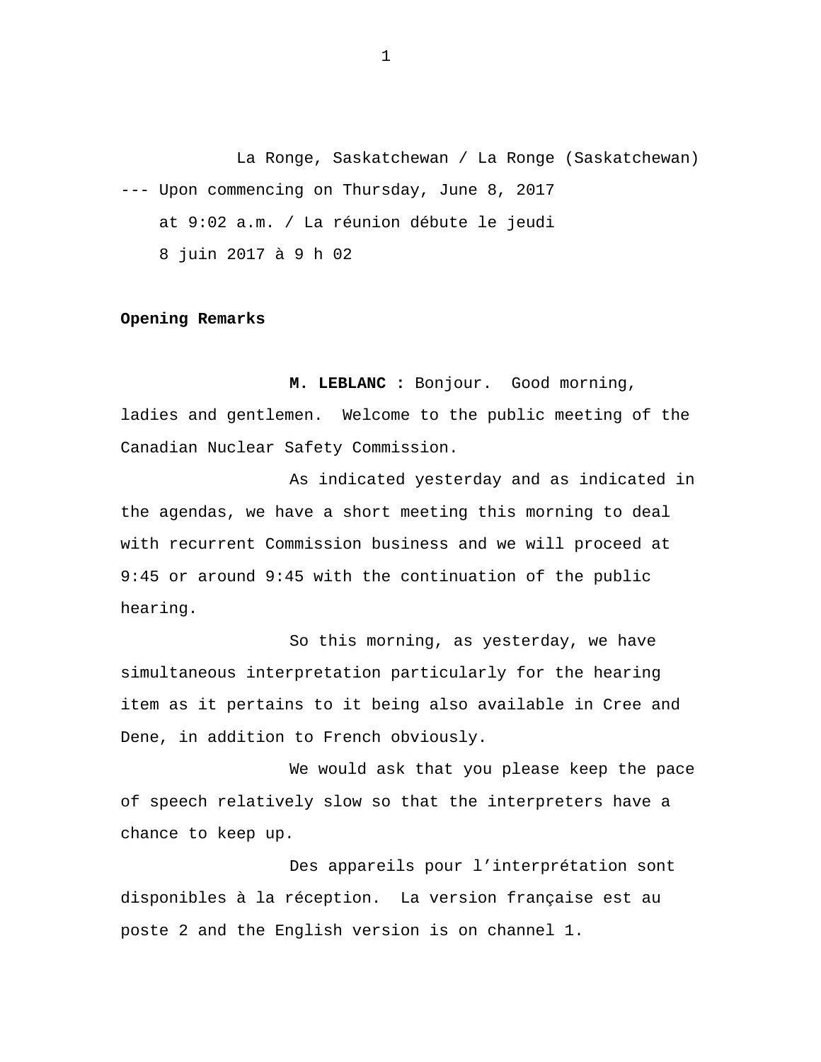La Ronge, Saskatchewan / La Ronge (Saskatchewan)

--- Upon commencing on Thursday, June 8, 2017 at 9:02 a.m. / La réunion débute le jeudi 8 juin 2017 à 9 h 02

**Opening Remarks**

**M. LEBLANC :** Bonjour. Good morning, ladies and gentlemen. Welcome to the public meeting of the Canadian Nuclear Safety Commission.

As indicated yesterday and as indicated in the agendas, we have a short meeting this morning to deal with recurrent Commission business and we will proceed at 9:45 or around 9:45 with the continuation of the public hearing.

So this morning, as yesterday, we have simultaneous interpretation particularly for the hearing item as it pertains to it being also available in Cree and Dene, in addition to French obviously.

We would ask that you please keep the pace of speech relatively slow so that the interpreters have a chance to keep up.

Des appareils pour l'interprétation sont disponibles à la réception. La version française est au poste 2 and the English version is on channel 1.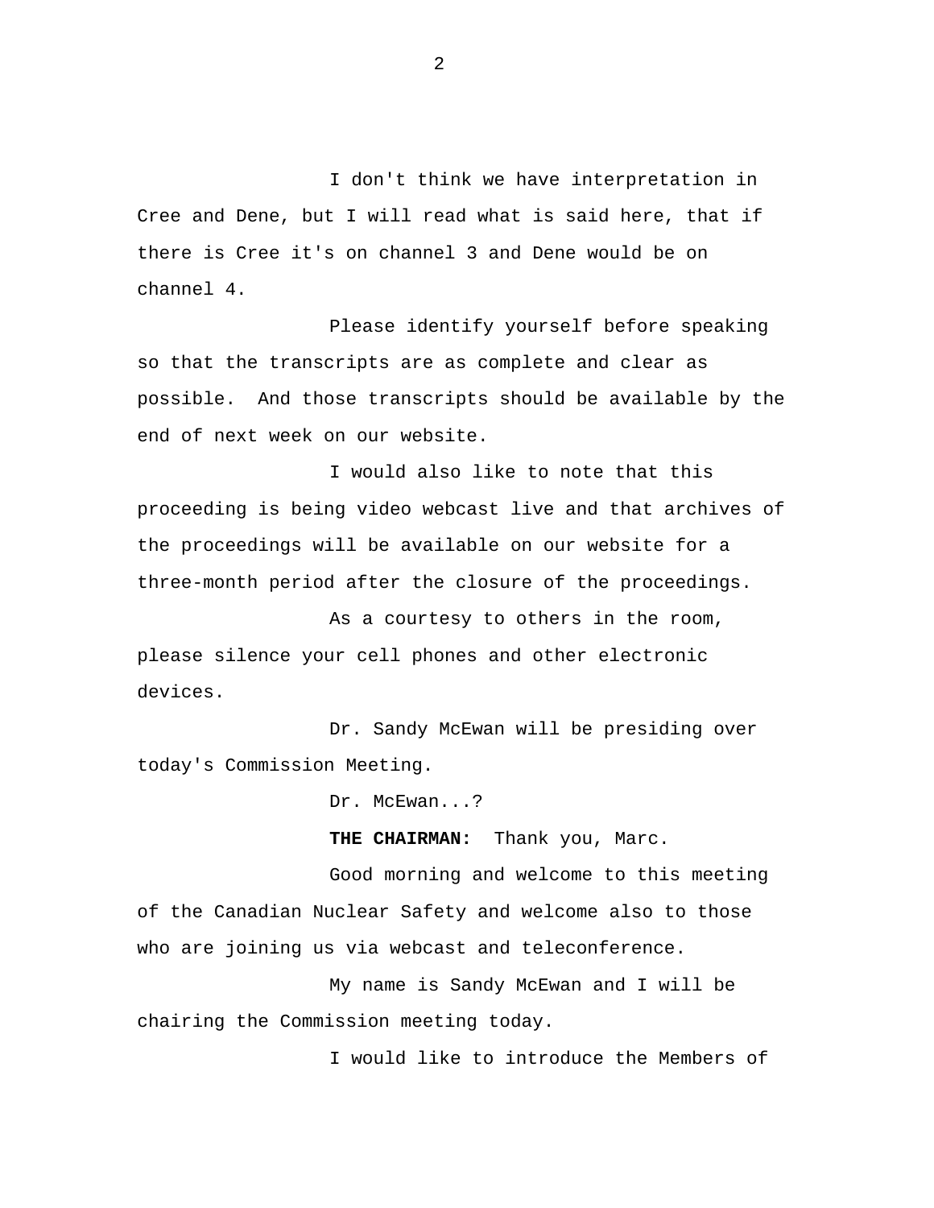I don't think we have interpretation in Cree and Dene, but I will read what is said here, that if there is Cree it's on channel 3 and Dene would be on channel 4.

Please identify yourself before speaking so that the transcripts are as complete and clear as possible. And those transcripts should be available by the end of next week on our website.

I would also like to note that this proceeding is being video webcast live and that archives of the proceedings will be available on our website for a three-month period after the closure of the proceedings.

As a courtesy to others in the room, please silence your cell phones and other electronic devices.

Dr. Sandy McEwan will be presiding over today's Commission Meeting.

Dr. McEwan...?

**THE CHAIRMAN:** Thank you, Marc.

Good morning and welcome to this meeting of the Canadian Nuclear Safety and welcome also to those who are joining us via webcast and teleconference.

My name is Sandy McEwan and I will be chairing the Commission meeting today.

I would like to introduce the Members of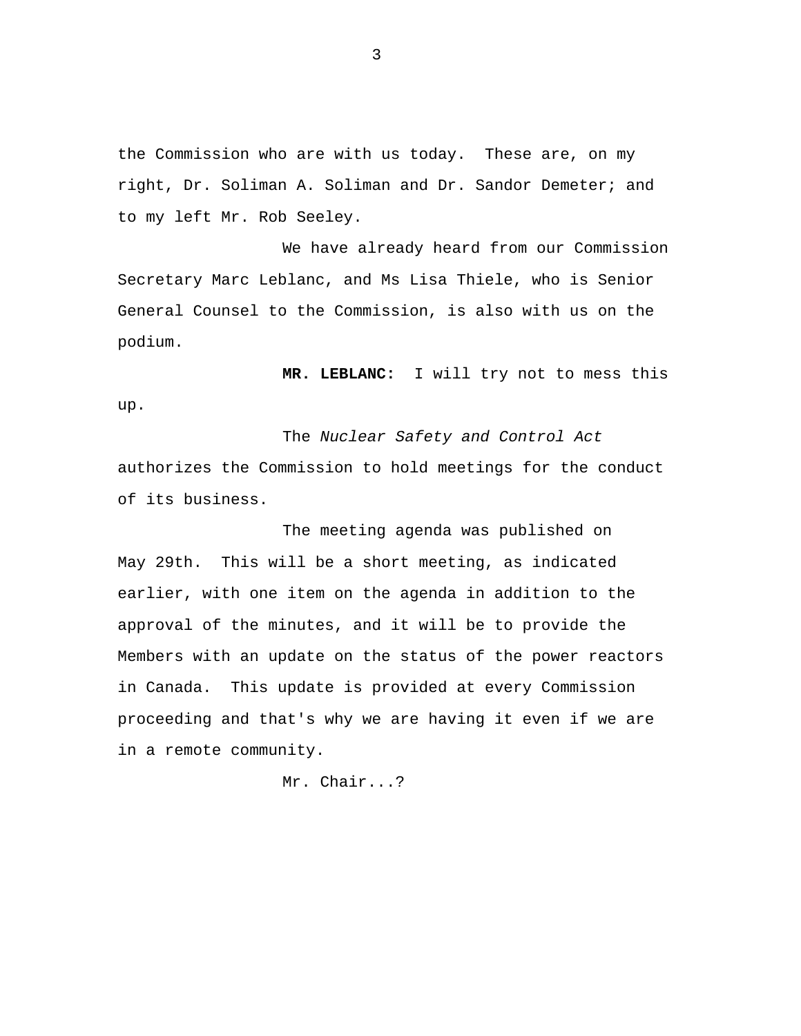the Commission who are with us today. These are, on my right, Dr. Soliman A. Soliman and Dr. Sandor Demeter; and to my left Mr. Rob Seeley.

We have already heard from our Commission Secretary Marc Leblanc, and Ms Lisa Thiele, who is Senior General Counsel to the Commission, is also with us on the podium.

**MR. LEBLANC:** I will try not to mess this up.

The *Nuclear Safety and Control Act* authorizes the Commission to hold meetings for the conduct of its business.

The meeting agenda was published on May 29th. This will be a short meeting, as indicated earlier, with one item on the agenda in addition to the approval of the minutes, and it will be to provide the Members with an update on the status of the power reactors in Canada. This update is provided at every Commission proceeding and that's why we are having it even if we are in a remote community.

Mr. Chair...?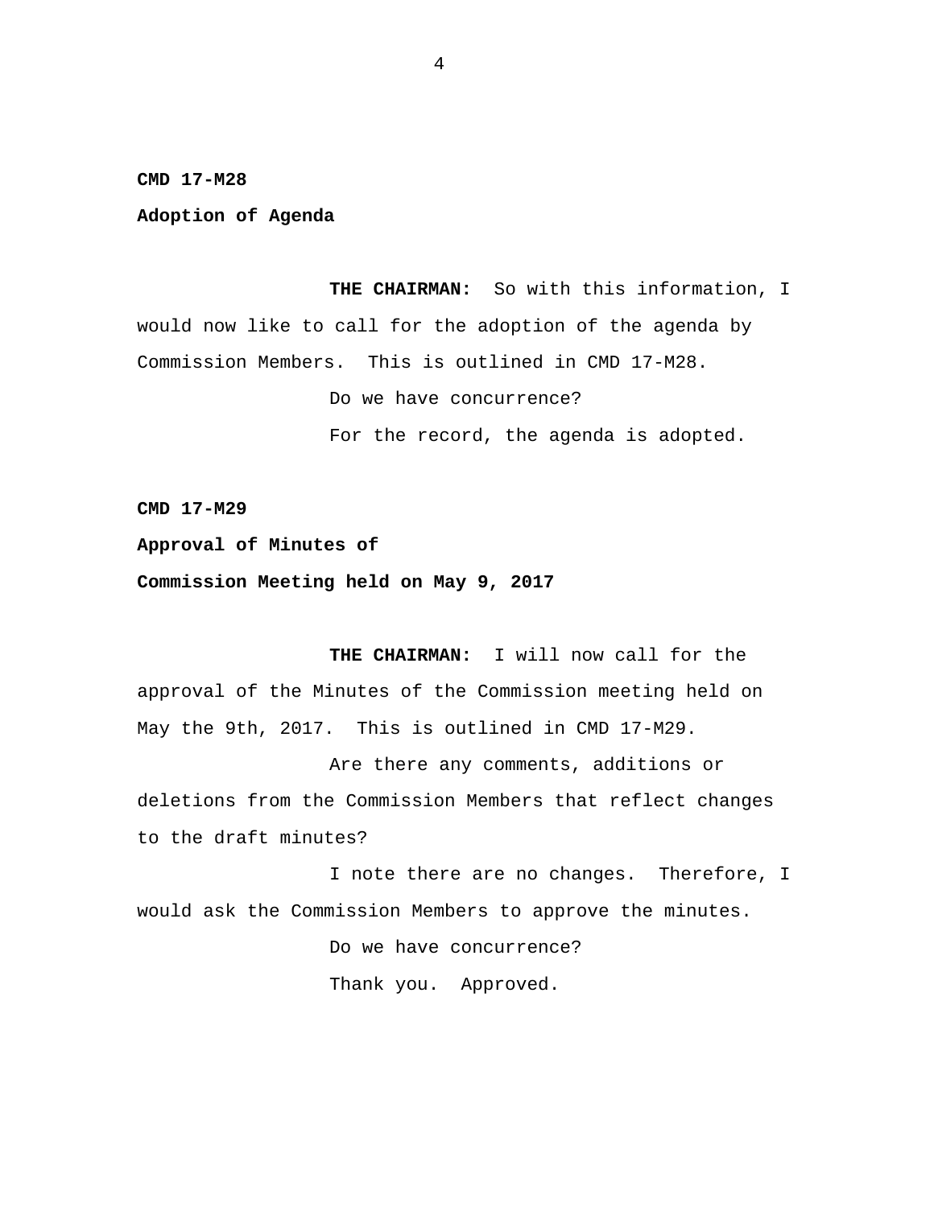**CMD 17-M28**

**Adoption of Agenda**

**THE CHAIRMAN:** So with this information, I would now like to call for the adoption of the agenda by Commission Members. This is outlined in CMD 17-M28.

Do we have concurrence?

For the record, the agenda is adopted.

**CMD 17-M29**

**Approval of Minutes of**

**Commission Meeting held on May 9, 2017**

**THE CHAIRMAN:** I will now call for the approval of the Minutes of the Commission meeting held on May the 9th, 2017. This is outlined in CMD 17-M29.

Are there any comments, additions or deletions from the Commission Members that reflect changes to the draft minutes?

I note there are no changes. Therefore, I would ask the Commission Members to approve the minutes.

Do we have concurrence?

Thank you. Approved.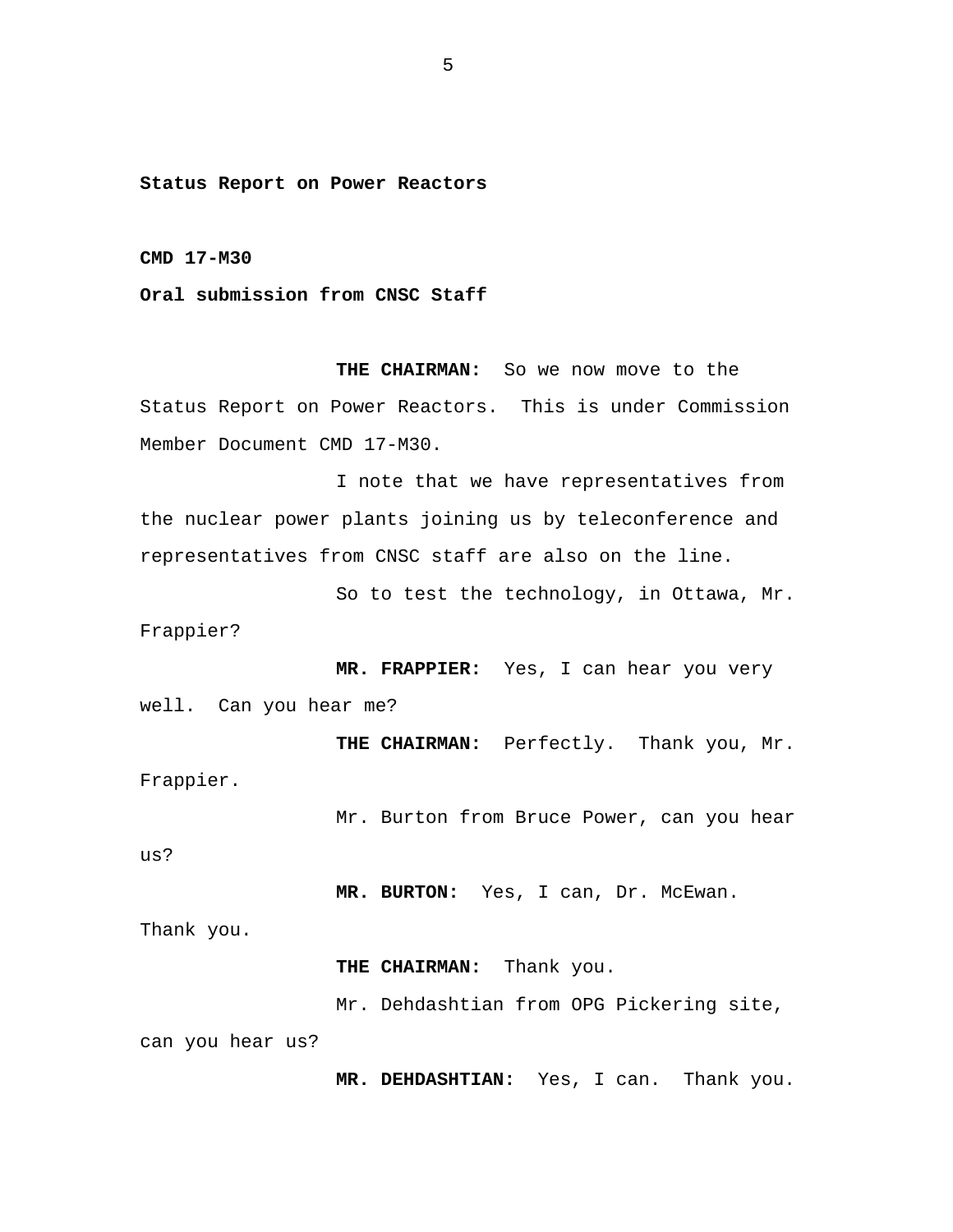**Status Report on Power Reactors**

**CMD 17-M30**

**Oral submission from CNSC Staff**

**THE CHAIRMAN:** So we now move to the Status Report on Power Reactors. This is under Commission Member Document CMD 17-M30.

I note that we have representatives from the nuclear power plants joining us by teleconference and representatives from CNSC staff are also on the line.

So to test the technology, in Ottawa, Mr. Frappier?

**MR. FRAPPIER:** Yes, I can hear you very well. Can you hear me?

**THE CHAIRMAN:** Perfectly. Thank you, Mr. Frappier.

Mr. Burton from Bruce Power, can you hear us?

**MR. BURTON:** Yes, I can, Dr. McEwan. Thank you.

**THE CHAIRMAN:** Thank you.

Mr. Dehdashtian from OPG Pickering site, can you hear us?

**MR. DEHDASHTIAN:** Yes, I can. Thank you.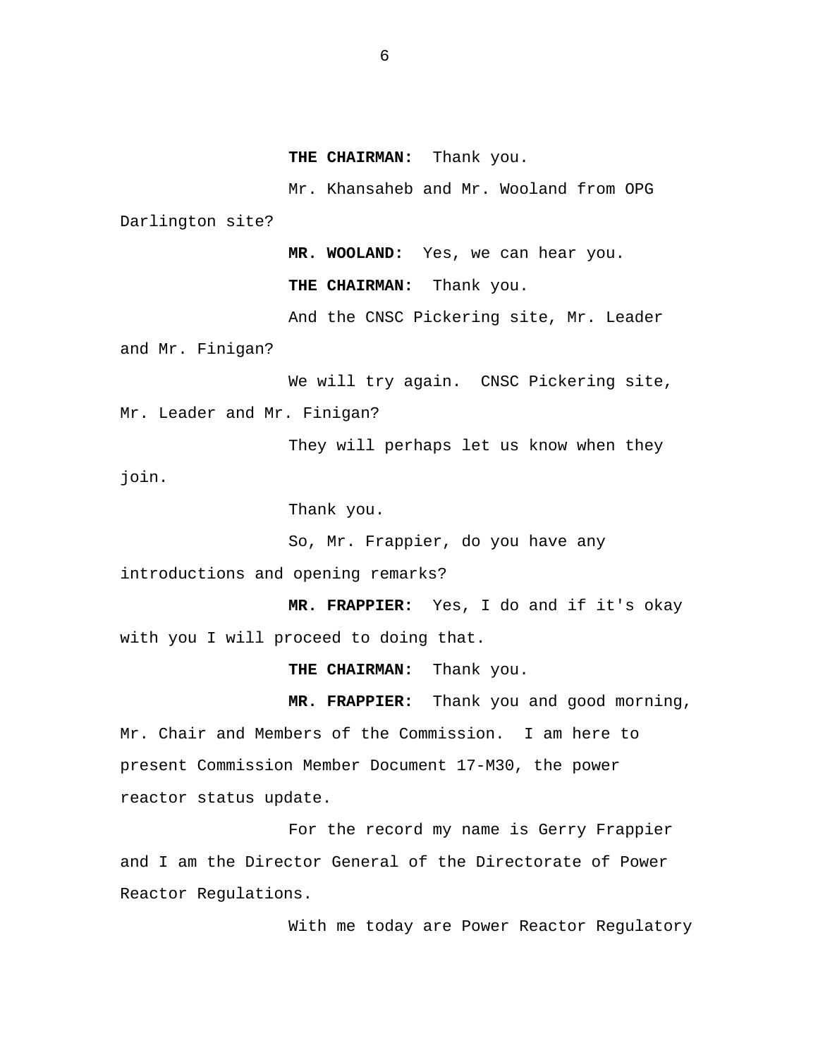**THE CHAIRMAN:** Thank you.

Mr. Khansaheb and Mr. Wooland from OPG Darlington site?

**MR. WOOLAND:** Yes, we can hear you.

**THE CHAIRMAN:** Thank you.

And the CNSC Pickering site, Mr. Leader and Mr. Finigan?

We will try again. CNSC Pickering site, Mr. Leader and Mr. Finigan?

They will perhaps let us know when they join.

Thank you.

So, Mr. Frappier, do you have any introductions and opening remarks?

**MR. FRAPPIER:** Yes, I do and if it's okay with you I will proceed to doing that.

**THE CHAIRMAN:** Thank you.

**MR. FRAPPIER:** Thank you and good morning, Mr. Chair and Members of the Commission. I am here to present Commission Member Document 17-M30, the power reactor status update.

For the record my name is Gerry Frappier and I am the Director General of the Directorate of Power Reactor Regulations.

With me today are Power Reactor Regulatory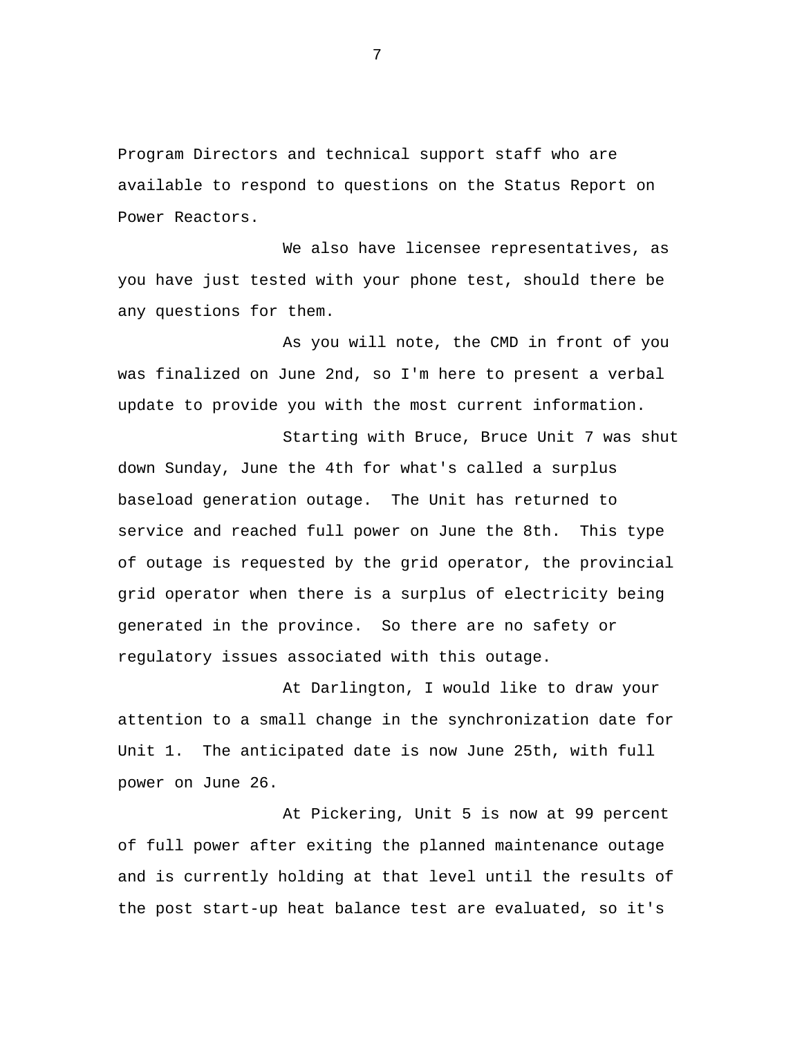Program Directors and technical support staff who are available to respond to questions on the Status Report on Power Reactors.

We also have licensee representatives, as you have just tested with your phone test, should there be any questions for them.

As you will note, the CMD in front of you was finalized on June 2nd, so I'm here to present a verbal update to provide you with the most current information.

Starting with Bruce, Bruce Unit 7 was shut down Sunday, June the 4th for what's called a surplus baseload generation outage. The Unit has returned to service and reached full power on June the 8th. This type of outage is requested by the grid operator, the provincial grid operator when there is a surplus of electricity being generated in the province. So there are no safety or regulatory issues associated with this outage.

At Darlington, I would like to draw your attention to a small change in the synchronization date for Unit 1. The anticipated date is now June 25th, with full power on June 26.

At Pickering, Unit 5 is now at 99 percent of full power after exiting the planned maintenance outage and is currently holding at that level until the results of the post start-up heat balance test are evaluated, so it's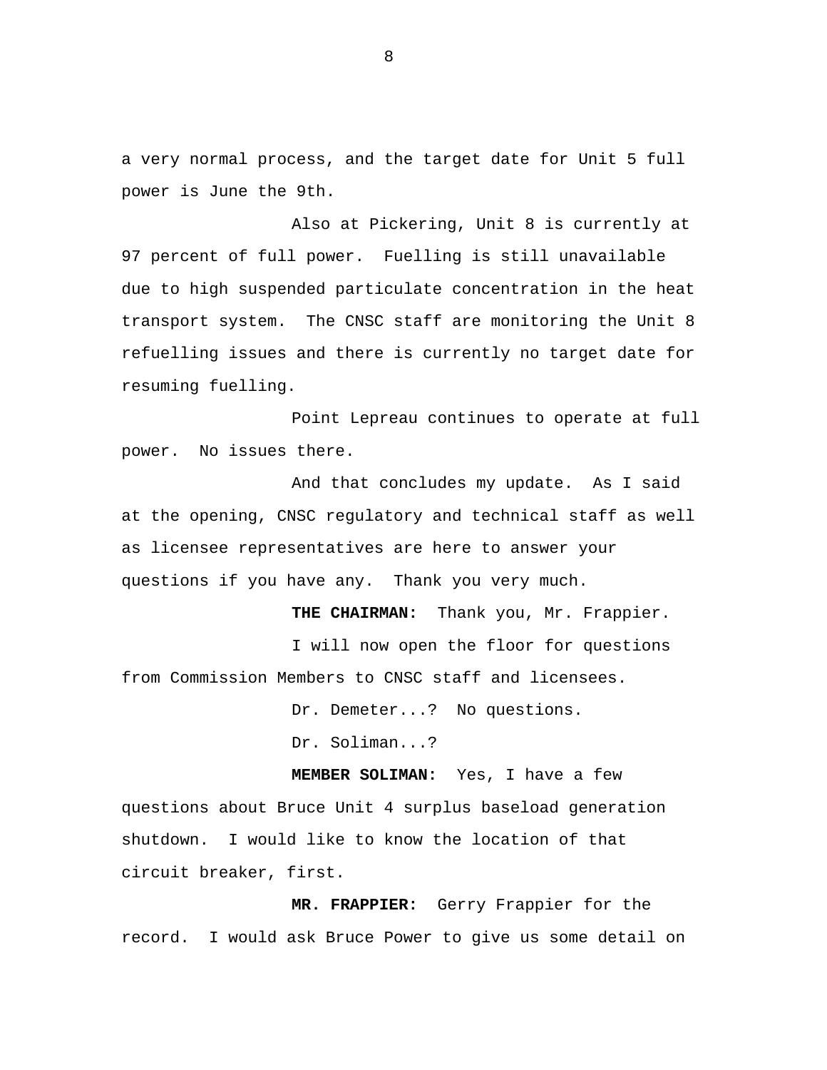a very normal process, and the target date for Unit 5 full power is June the 9th.

Also at Pickering, Unit 8 is currently at 97 percent of full power. Fuelling is still unavailable due to high suspended particulate concentration in the heat transport system. The CNSC staff are monitoring the Unit 8 refuelling issues and there is currently no target date for resuming fuelling.

Point Lepreau continues to operate at full power. No issues there.

And that concludes my update. As I said at the opening, CNSC regulatory and technical staff as well as licensee representatives are here to answer your questions if you have any. Thank you very much.

**THE CHAIRMAN:** Thank you, Mr. Frappier.

I will now open the floor for questions from Commission Members to CNSC staff and licensees.

Dr. Demeter...? No questions.

Dr. Soliman...?

**MEMBER SOLIMAN:** Yes, I have a few questions about Bruce Unit 4 surplus baseload generation shutdown. I would like to know the location of that circuit breaker, first.

**MR. FRAPPIER:** Gerry Frappier for the record. I would ask Bruce Power to give us some detail on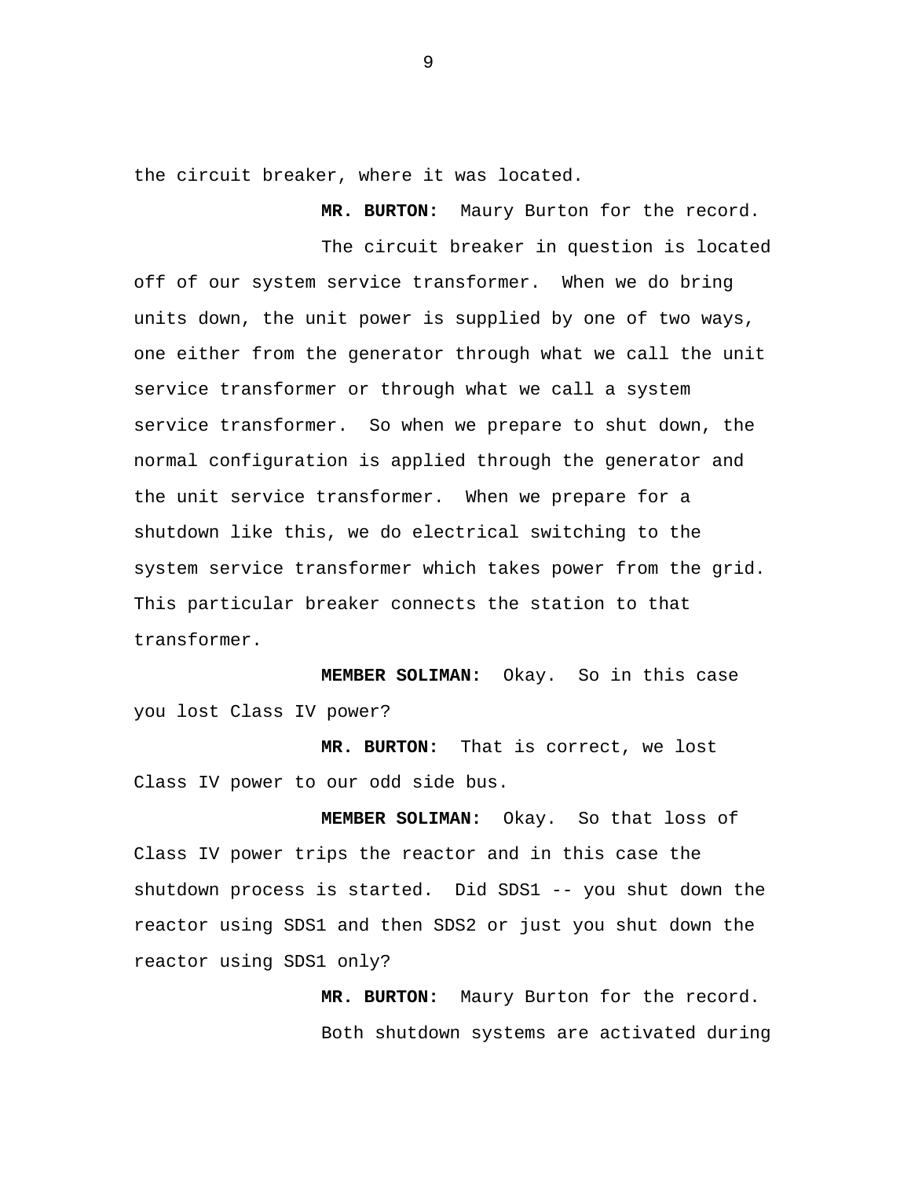the circuit breaker, where it was located.

**MR. BURTON:** Maury Burton for the record.

The circuit breaker in question is located off of our system service transformer. When we do bring units down, the unit power is supplied by one of two ways, one either from the generator through what we call the unit service transformer or through what we call a system service transformer. So when we prepare to shut down, the normal configuration is applied through the generator and the unit service transformer. When we prepare for a shutdown like this, we do electrical switching to the system service transformer which takes power from the grid. This particular breaker connects the station to that transformer.

**MEMBER SOLIMAN:** Okay. So in this case you lost Class IV power?

**MR. BURTON:** That is correct, we lost Class IV power to our odd side bus.

**MEMBER SOLIMAN:** Okay. So that loss of Class IV power trips the reactor and in this case the shutdown process is started. Did SDS1 -- you shut down the reactor using SDS1 and then SDS2 or just you shut down the reactor using SDS1 only?

**MR. BURTON:** Maury Burton for the record.

Both shutdown systems are activated during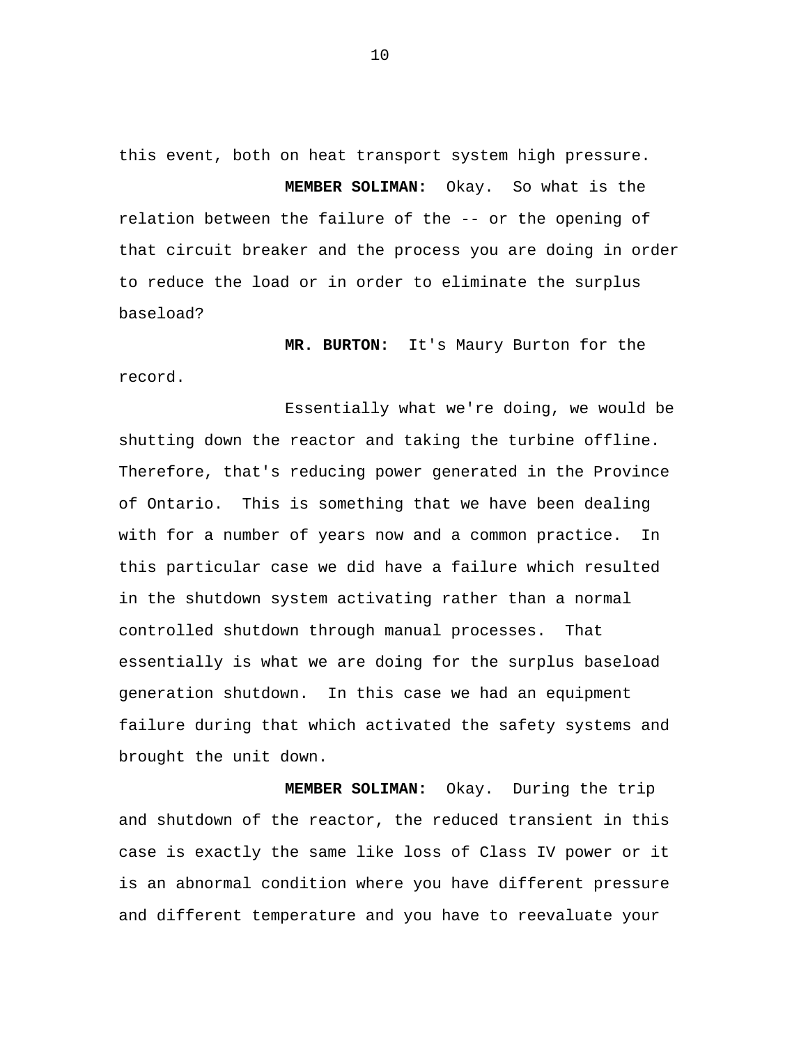this event, both on heat transport system high pressure.

**MEMBER SOLIMAN:** Okay. So what is the relation between the failure of the -- or the opening of that circuit breaker and the process you are doing in order to reduce the load or in order to eliminate the surplus baseload?

**MR. BURTON:** It's Maury Burton for the record.

Essentially what we're doing, we would be shutting down the reactor and taking the turbine offline. Therefore, that's reducing power generated in the Province of Ontario. This is something that we have been dealing with for a number of years now and a common practice. In this particular case we did have a failure which resulted in the shutdown system activating rather than a normal controlled shutdown through manual processes. That essentially is what we are doing for the surplus baseload generation shutdown. In this case we had an equipment failure during that which activated the safety systems and brought the unit down.

**MEMBER SOLIMAN:** Okay. During the trip and shutdown of the reactor, the reduced transient in this case is exactly the same like loss of Class IV power or it is an abnormal condition where you have different pressure and different temperature and you have to reevaluate your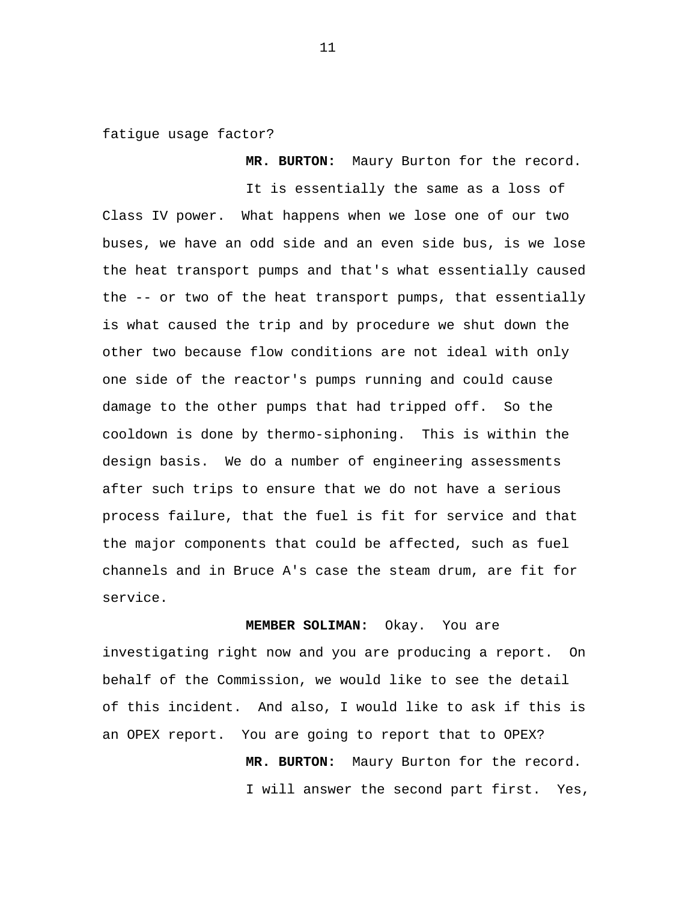fatigue usage factor?

**MR. BURTON:** Maury Burton for the record.

It is essentially the same as a loss of Class IV power. What happens when we lose one of our two buses, we have an odd side and an even side bus, is we lose the heat transport pumps and that's what essentially caused the -- or two of the heat transport pumps, that essentially is what caused the trip and by procedure we shut down the other two because flow conditions are not ideal with only one side of the reactor's pumps running and could cause damage to the other pumps that had tripped off. So the cooldown is done by thermo-siphoning. This is within the design basis. We do a number of engineering assessments after such trips to ensure that we do not have a serious process failure, that the fuel is fit for service and that the major components that could be affected, such as fuel channels and in Bruce A's case the steam drum, are fit for service.

**MEMBER SOLIMAN:** Okay. You are investigating right now and you are producing a report. On behalf of the Commission, we would like to see the detail of this incident. And also, I would like to ask if this is an OPEX report. You are going to report that to OPEX?

**MR. BURTON:** Maury Burton for the record.

I will answer the second part first. Yes,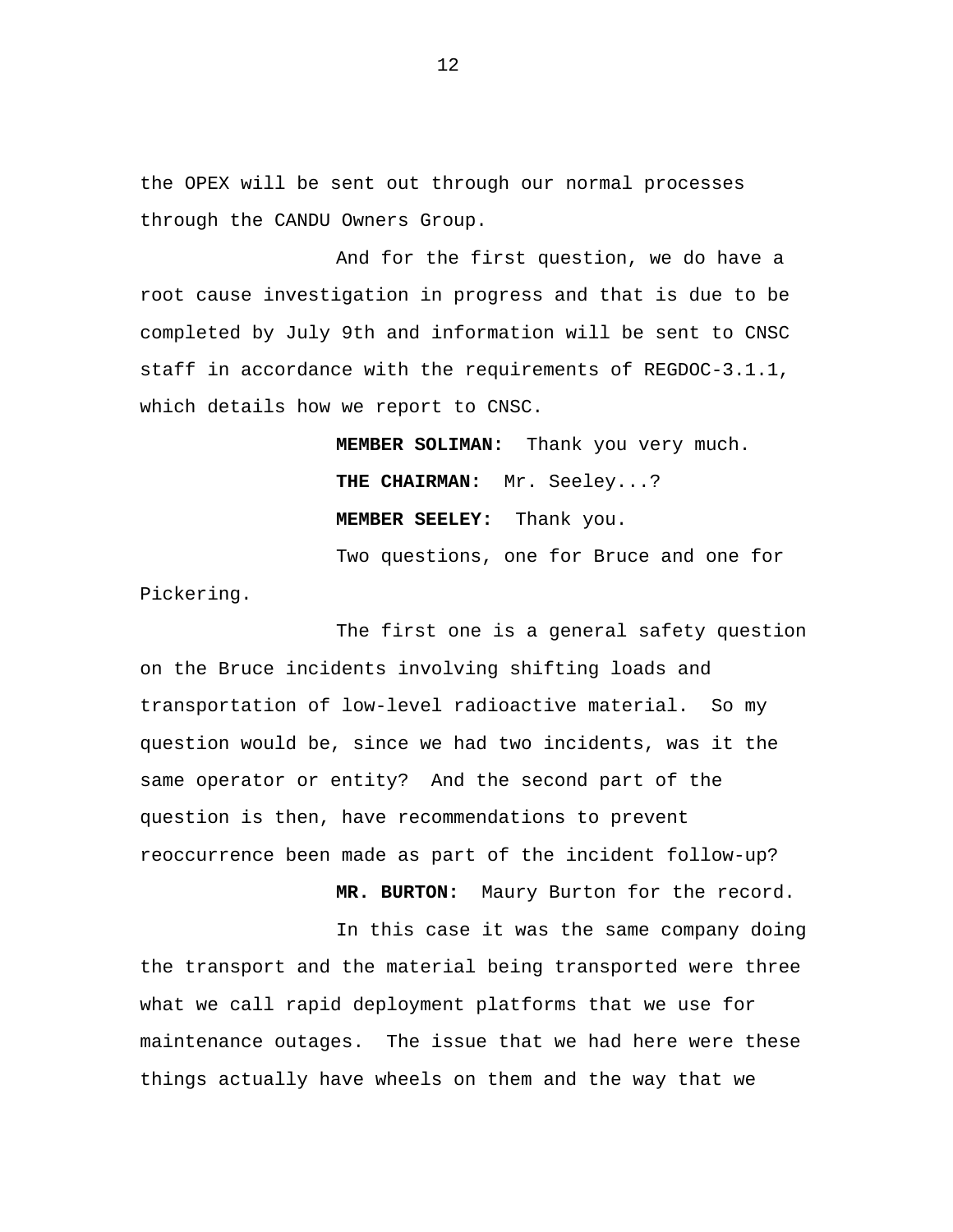the OPEX will be sent out through our normal processes through the CANDU Owners Group.

And for the first question, we do have a root cause investigation in progress and that is due to be completed by July 9th and information will be sent to CNSC staff in accordance with the requirements of REGDOC-3.1.1, which details how we report to CNSC.

**MEMBER SOLIMAN:** Thank you very much.

**THE CHAIRMAN:** Mr. Seeley...?

**MEMBER SEELEY:** Thank you.

Two questions, one for Bruce and one for Pickering.

The first one is a general safety question on the Bruce incidents involving shifting loads and transportation of low-level radioactive material. So my question would be, since we had two incidents, was it the same operator or entity? And the second part of the question is then, have recommendations to prevent reoccurrence been made as part of the incident follow-up?

**MR. BURTON:** Maury Burton for the record.

In this case it was the same company doing the transport and the material being transported were three what we call rapid deployment platforms that we use for maintenance outages. The issue that we had here were these things actually have wheels on them and the way that we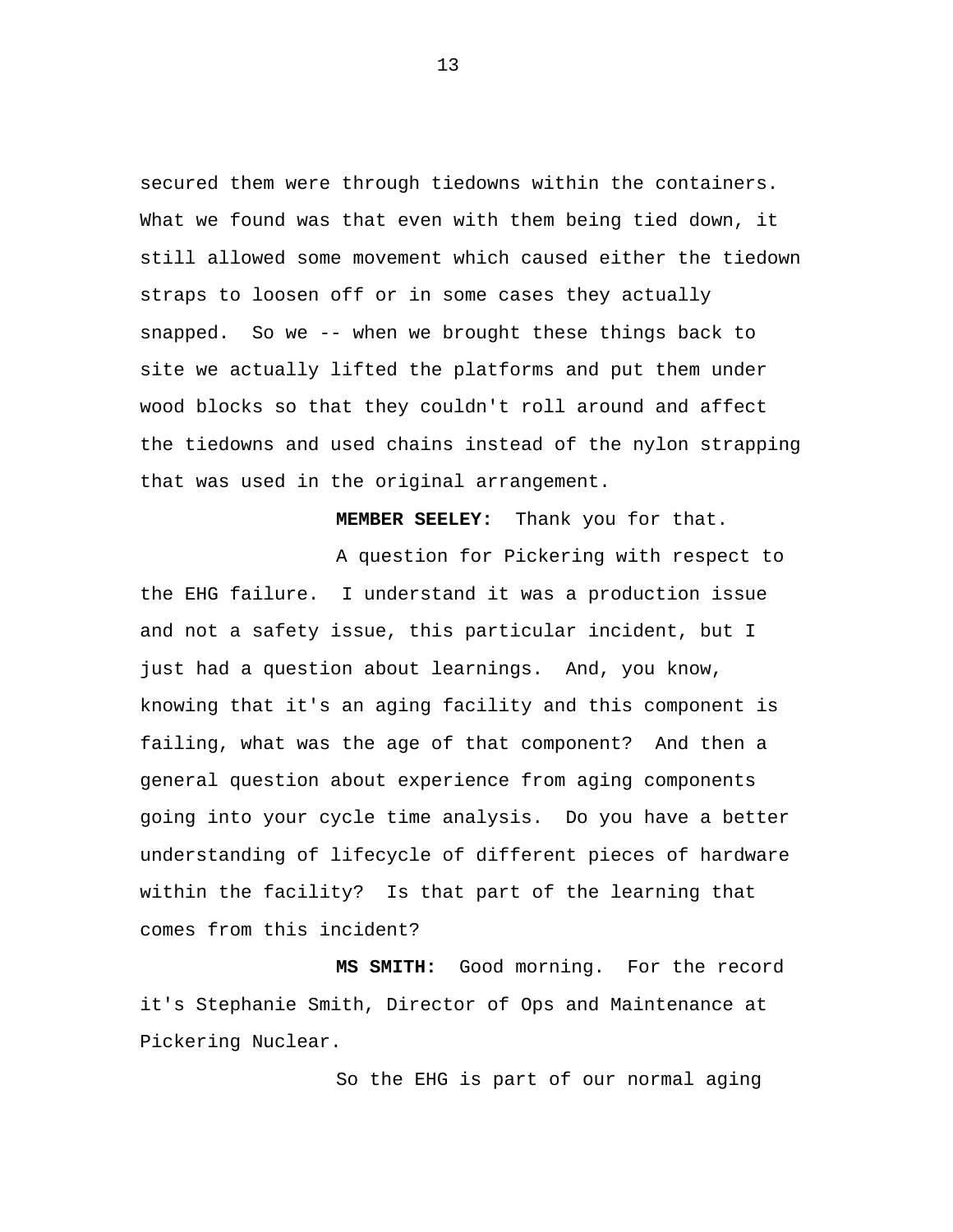secured them were through tiedowns within the containers. What we found was that even with them being tied down, it still allowed some movement which caused either the tiedown straps to loosen off or in some cases they actually snapped. So we -- when we brought these things back to site we actually lifted the platforms and put them under wood blocks so that they couldn't roll around and affect the tiedowns and used chains instead of the nylon strapping that was used in the original arrangement.

**MEMBER SEELEY:** Thank you for that.

A question for Pickering with respect to the EHG failure. I understand it was a production issue and not a safety issue, this particular incident, but I just had a question about learnings. And, you know, knowing that it's an aging facility and this component is failing, what was the age of that component? And then a general question about experience from aging components going into your cycle time analysis. Do you have a better understanding of lifecycle of different pieces of hardware within the facility? Is that part of the learning that comes from this incident?

**MS SMITH:** Good morning. For the record it's Stephanie Smith, Director of Ops and Maintenance at Pickering Nuclear.

So the EHG is part of our normal aging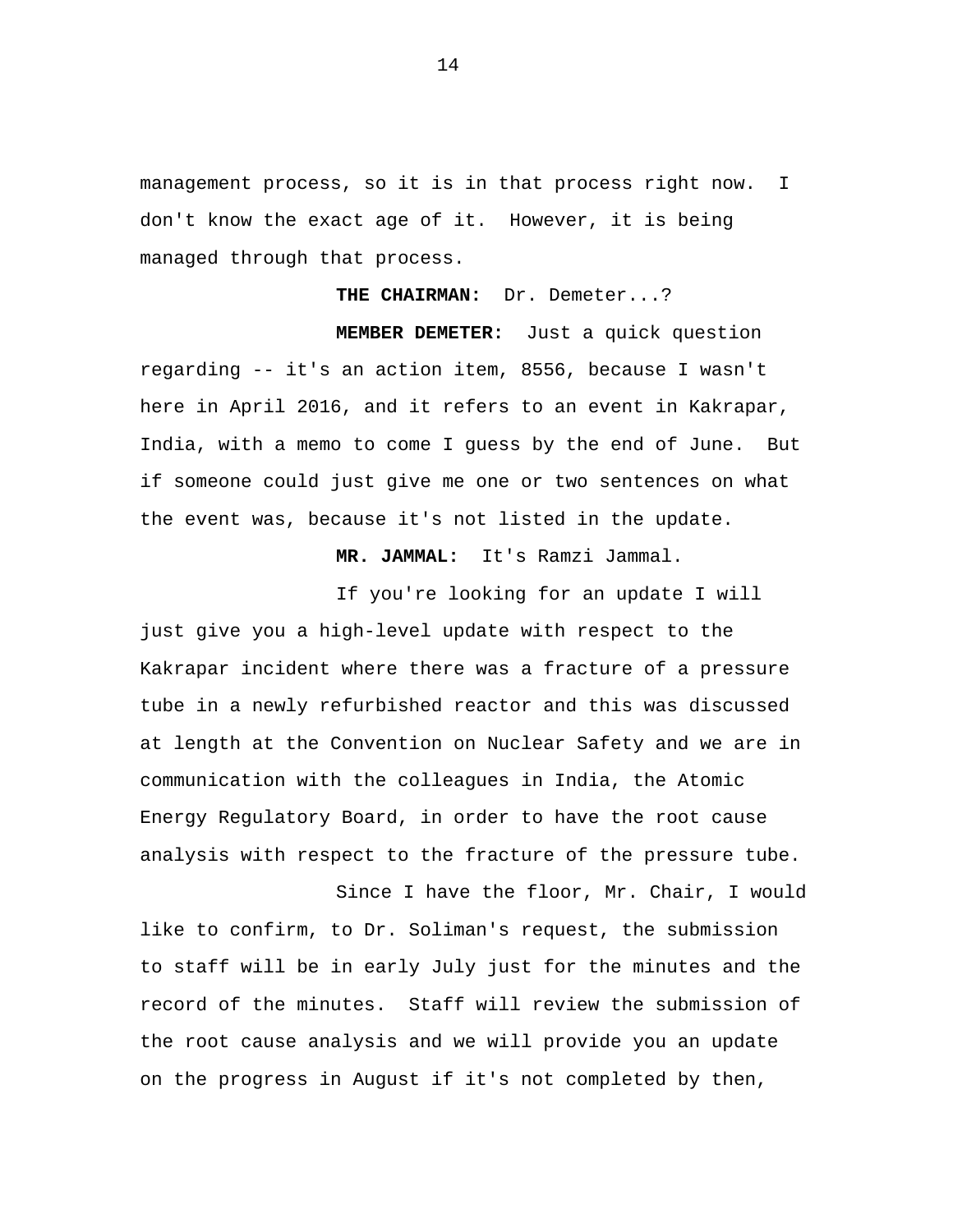management process, so it is in that process right now. I don't know the exact age of it. However, it is being managed through that process.

**THE CHAIRMAN:** Dr. Demeter...?

**MEMBER DEMETER:** Just a quick question regarding -- it's an action item, 8556, because I wasn't here in April 2016, and it refers to an event in Kakrapar, India, with a memo to come I guess by the end of June. But if someone could just give me one or two sentences on what the event was, because it's not listed in the update.

**MR. JAMMAL:** It's Ramzi Jammal.

If you're looking for an update I will just give you a high-level update with respect to the Kakrapar incident where there was a fracture of a pressure tube in a newly refurbished reactor and this was discussed at length at the Convention on Nuclear Safety and we are in communication with the colleagues in India, the Atomic Energy Regulatory Board, in order to have the root cause analysis with respect to the fracture of the pressure tube.

Since I have the floor, Mr. Chair, I would like to confirm, to Dr. Soliman's request, the submission to staff will be in early July just for the minutes and the record of the minutes. Staff will review the submission of the root cause analysis and we will provide you an update on the progress in August if it's not completed by then,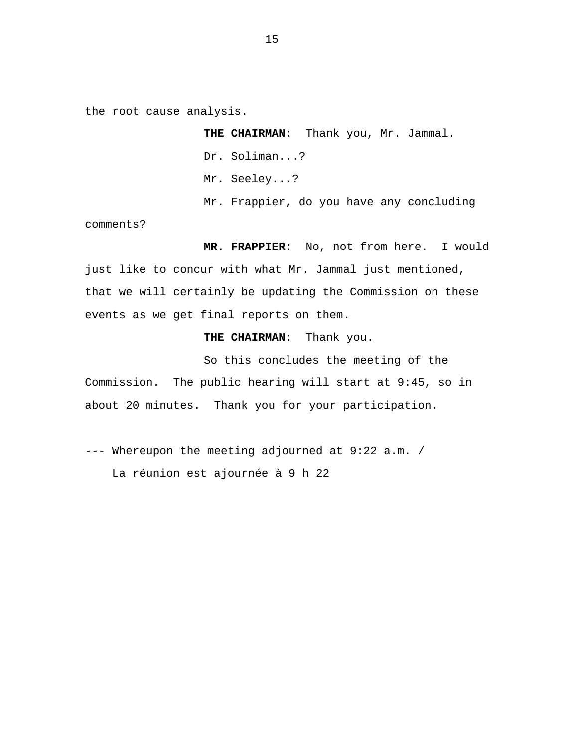the root cause analysis.

**THE CHAIRMAN:** Thank you, Mr. Jammal.

Dr. Soliman...?

Mr. Seeley...?

Mr. Frappier, do you have any concluding comments?

**MR. FRAPPIER:** No, not from here. I would just like to concur with what Mr. Jammal just mentioned, that we will certainly be updating the Commission on these events as we get final reports on them.

**THE CHAIRMAN:** Thank you.

So this concludes the meeting of the Commission. The public hearing will start at 9:45, so in about 20 minutes. Thank you for your participation.

--- Whereupon the meeting adjourned at 9:22 a.m. /
La réunion est ajournée à 9 h 22